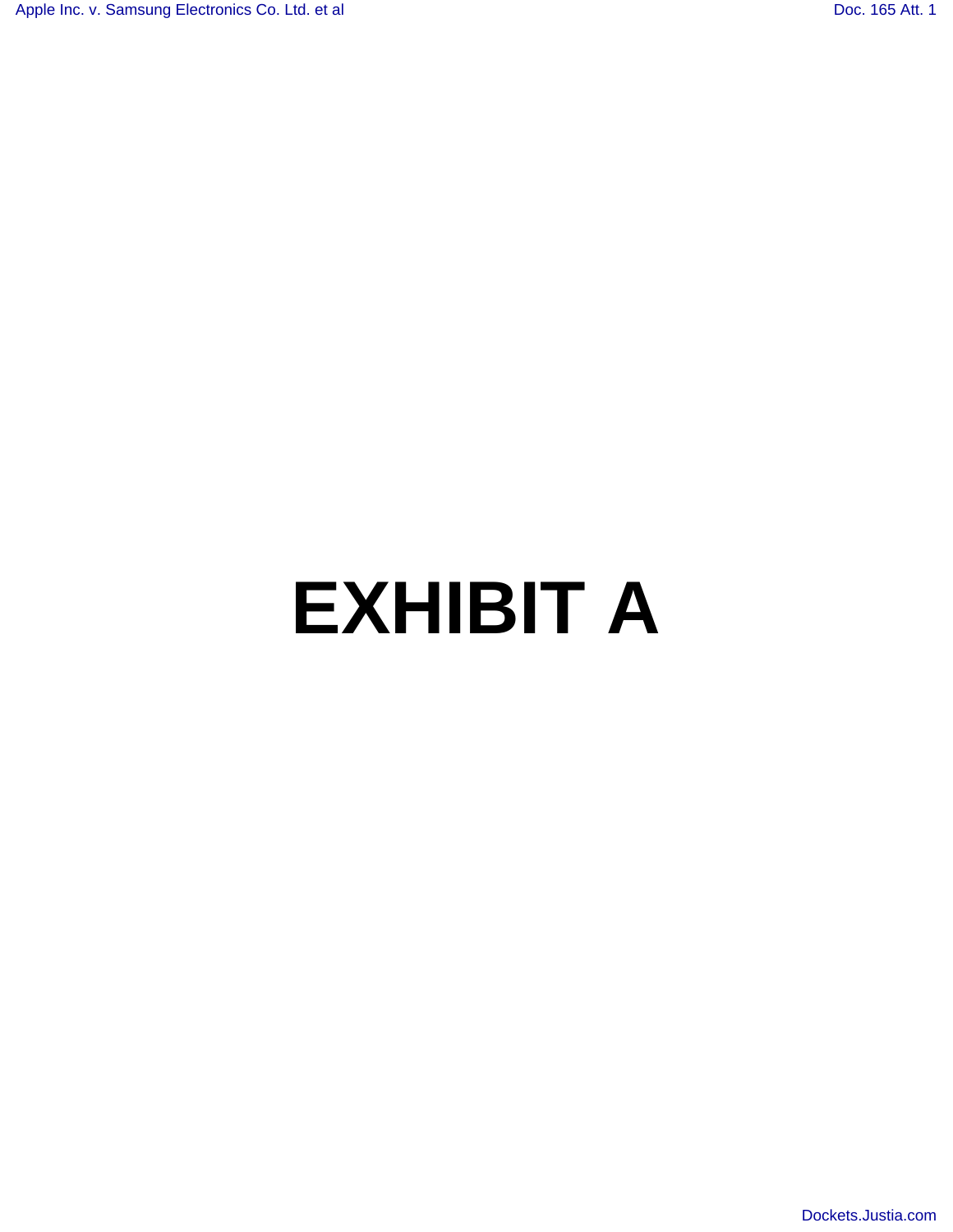# EXHIBIT A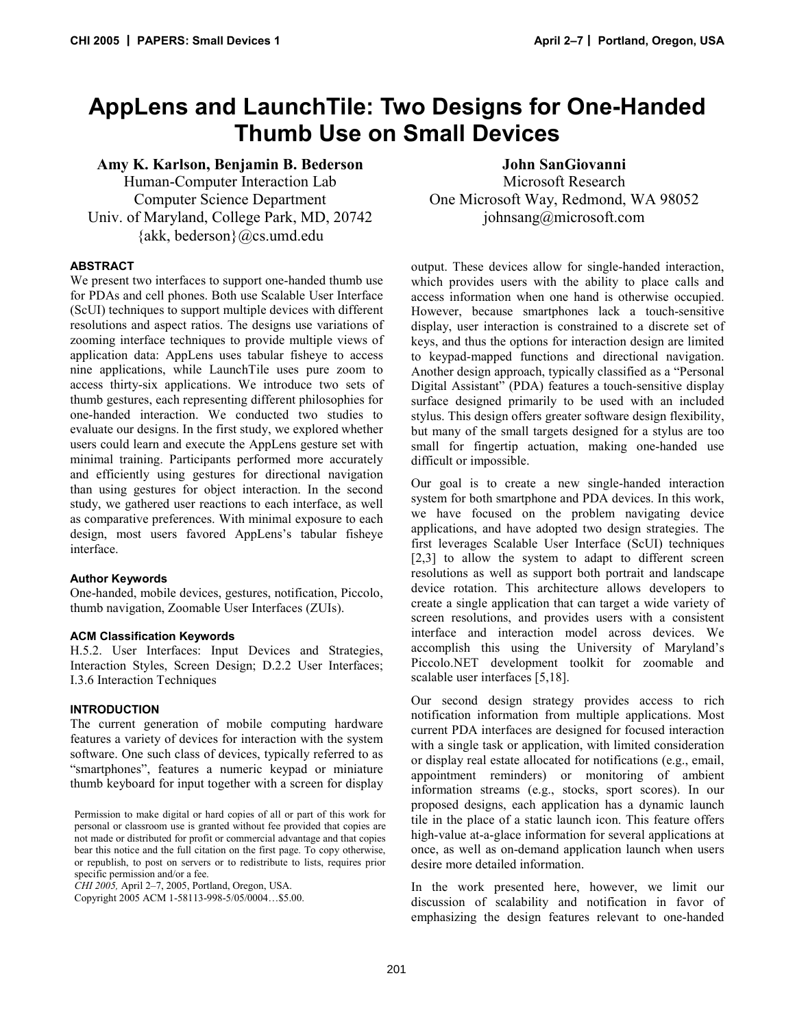# AppLens and LaunchTile: Two Designs for One-Handed Thumb Use on Small Devices

**Amy K. Karlson, Benjamin B. Bederson**
Human-Computer Interaction Lab
Computer Science Department
Univ. of Maryland, College Park, MD, 20742
{akk, bederson}@cs.umd.edu

**John SanGiovanni**
Microsoft Research
One Microsoft Way, Redmond, WA 98052
johnsang@microsoft.com

#### ABSTRACT

We present two interfaces to support one-handed thumb use for PDAs and cell phones. Both use Scalable User Interface (ScUI) techniques to support multiple devices with different resolutions and aspect ratios. The designs use variations of zooming interface techniques to provide multiple views of application data: AppLens uses tabular fisheye to access nine applications, while LaunchTile uses pure zoom to access thirty-six applications. We introduce two sets of thumb gestures, each representing different philosophies for one-handed interaction. We conducted two studies to evaluate our designs. In the first study, we explored whether users could learn and execute the AppLens gesture set with minimal training. Participants performed more accurately and efficiently using gestures for directional navigation than using gestures for object interaction. In the second study, we gathered user reactions to each interface, as well as comparative preferences. With minimal exposure to each design, most users favored AppLens's tabular fisheye interface.

#### Author Keywords

One-handed, mobile devices, gestures, notification, Piccolo, thumb navigation, Zoomable User Interfaces (ZUIs).

#### ACM Classification Keywords

H.5.2. User Interfaces: Input Devices and Strategies, Interaction Styles, Screen Design; D.2.2 User Interfaces; I.3.6 Interaction Techniques

#### INTRODUCTION

The current generation of mobile computing hardware features a variety of devices for interaction with the system software. One such class of devices, typically referred to as "smartphones", features a numeric keypad or miniature thumb keyboard for input together with a screen for display output. These devices allow for single-handed interaction, which provides users with the ability to place calls and access information when one hand is otherwise occupied. However, because smartphones lack a touch-sensitive display, user interaction is constrained to a discrete set of keys, and thus the options for interaction design are limited to keypad-mapped functions and directional navigation. Another design approach, typically classified as a "Personal Digital Assistant" (PDA) features a touch-sensitive display surface designed primarily to be used with an included stylus. This design offers greater software design flexibility, but many of the small targets designed for a stylus are too small for fingertip actuation, making one-handed use difficult or impossible.

Our goal is to create a new single-handed interaction system for both smartphone and PDA devices. In this work, we have focused on the problem navigating device applications, and have adopted two design strategies. The first leverages Scalable User Interface (ScUI) techniques [2,3] to allow the system to adapt to different screen resolutions as well as support both portrait and landscape device rotation. This architecture allows developers to create a single application that can target a wide variety of screen resolutions, and provides users with a consistent interface and interaction model across devices. We accomplish this using the University of Maryland's Piccolo.NET development toolkit for zoomable and scalable user interfaces [5,18].

Our second design strategy provides access to rich notification information from multiple applications. Most current PDA interfaces are designed for focused interaction with a single task or application, with limited consideration or display real estate allocated for notifications (e.g., email, appointment reminders) or monitoring of ambient information streams (e.g., stocks, sport scores). In our proposed designs, each application has a dynamic launch tile in the place of a static launch icon. This feature offers high-value at-a-glace information for several applications at once, as well as on-demand application launch when users desire more detailed information.

In the work presented here, however, we limit our discussion of scalability and notification in favor of emphasizing the design features relevant to one-handed

Permission to make digital or hard copies of all or part of this work for personal or classroom use is granted without fee provided that copies are not made or distributed for profit or commercial advantage and that copies bear this notice and the full citation on the first page. To copy otherwise, or republish, to post on servers or to redistribute to lists, requires prior specific permission and/or a fee.
*CHI 2005,* April 2–7, 2005, Portland, Oregon, USA.
Copyright 2005 ACM 1-58113-998-5/05/0004…$5.00.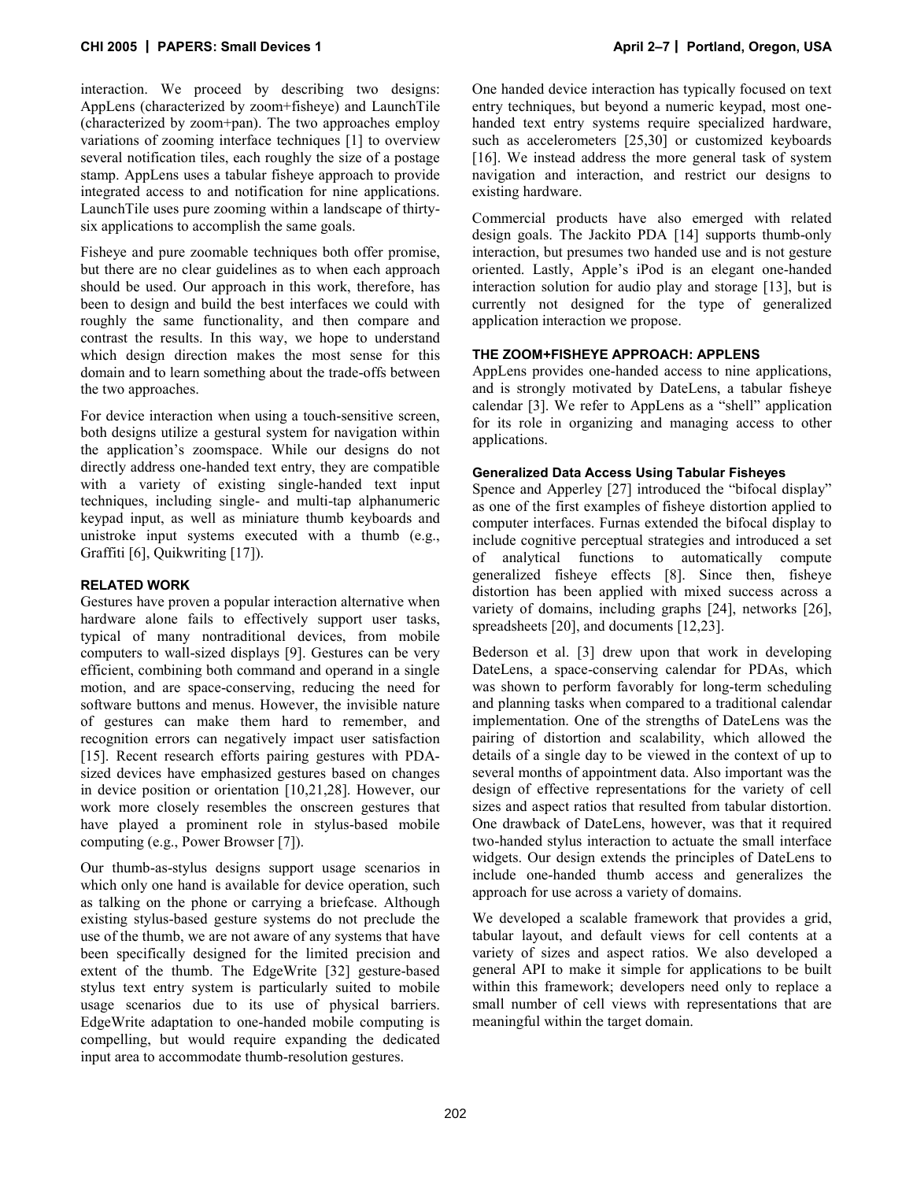interaction. We proceed by describing two designs: AppLens (characterized by zoom+fisheye) and LaunchTile (characterized by zoom+pan). The two approaches employ variations of zooming interface techniques [1] to overview several notification tiles, each roughly the size of a postage stamp. AppLens uses a tabular fisheye approach to provide integrated access to and notification for nine applications. LaunchTile uses pure zooming within a landscape of thirty-six applications to accomplish the same goals.

Fisheye and pure zoomable techniques both offer promise, but there are no clear guidelines as to when each approach should be used. Our approach in this work, therefore, has been to design and build the best interfaces we could with roughly the same functionality, and then compare and contrast the results. In this way, we hope to understand which design direction makes the most sense for this domain and to learn something about the trade-offs between the two approaches.

For device interaction when using a touch-sensitive screen, both designs utilize a gestural system for navigation within the application's zoomspace. While our designs do not directly address one-handed text entry, they are compatible with a variety of existing single-handed text input techniques, including single- and multi-tap alphanumeric keypad input, as well as miniature thumb keyboards and unistroke input systems executed with a thumb (e.g., Graffiti [6], Quikwriting [17]).

## RELATED WORK

Gestures have proven a popular interaction alternative when hardware alone fails to effectively support user tasks, typical of many nontraditional devices, from mobile computers to wall-sized displays [9]. Gestures can be very efficient, combining both command and operand in a single motion, and are space-conserving, reducing the need for software buttons and menus. However, the invisible nature of gestures can make them hard to remember, and recognition errors can negatively impact user satisfaction [15]. Recent research efforts pairing gestures with PDA-sized devices have emphasized gestures based on changes in device position or orientation [10,21,28]. However, our work more closely resembles the onscreen gestures that have played a prominent role in stylus-based mobile computing (e.g., Power Browser [7]).

Our thumb-as-stylus designs support usage scenarios in which only one hand is available for device operation, such as talking on the phone or carrying a briefcase. Although existing stylus-based gesture systems do not preclude the use of the thumb, we are not aware of any systems that have been specifically designed for the limited precision and extent of the thumb. The EdgeWrite [32] gesture-based stylus text entry system is particularly suited to mobile usage scenarios due to its use of physical barriers. EdgeWrite adaptation to one-handed mobile computing is compelling, but would require expanding the dedicated input area to accommodate thumb-resolution gestures.

One handed device interaction has typically focused on text entry techniques, but beyond a numeric keypad, most one-handed text entry systems require specialized hardware, such as accelerometers [25,30] or customized keyboards [16]. We instead address the more general task of system navigation and interaction, and restrict our designs to existing hardware.

Commercial products have also emerged with related design goals. The Jackito PDA [14] supports thumb-only interaction, but presumes two handed use and is not gesture oriented. Lastly, Apple's iPod is an elegant one-handed interaction solution for audio play and storage [13], but is currently not designed for the type of generalized application interaction we propose.

## THE ZOOM+FISHEYE APPROACH: APPLENS

AppLens provides one-handed access to nine applications, and is strongly motivated by DateLens, a tabular fisheye calendar [3]. We refer to AppLens as a "shell" application for its role in organizing and managing access to other applications.

### Generalized Data Access Using Tabular Fisheyes

Spence and Apperley [27] introduced the "bifocal display" as one of the first examples of fisheye distortion applied to computer interfaces. Furnas extended the bifocal display to include cognitive perceptual strategies and introduced a set of analytical functions to automatically compute generalized fisheye effects [8]. Since then, fisheye distortion has been applied with mixed success across a variety of domains, including graphs [24], networks [26], spreadsheets [20], and documents [12,23].

Bederson et al. [3] drew upon that work in developing DateLens, a space-conserving calendar for PDAs, which was shown to perform favorably for long-term scheduling and planning tasks when compared to a traditional calendar implementation. One of the strengths of DateLens was the pairing of distortion and scalability, which allowed the details of a single day to be viewed in the context of up to several months of appointment data. Also important was the design of effective representations for the variety of cell sizes and aspect ratios that resulted from tabular distortion. One drawback of DateLens, however, was that it required two-handed stylus interaction to actuate the small interface widgets. Our design extends the principles of DateLens to include one-handed thumb access and generalizes the approach for use across a variety of domains.

We developed a scalable framework that provides a grid, tabular layout, and default views for cell contents at a variety of sizes and aspect ratios. We also developed a general API to make it simple for applications to be built within this framework; developers need only to replace a small number of cell views with representations that are meaningful within the target domain.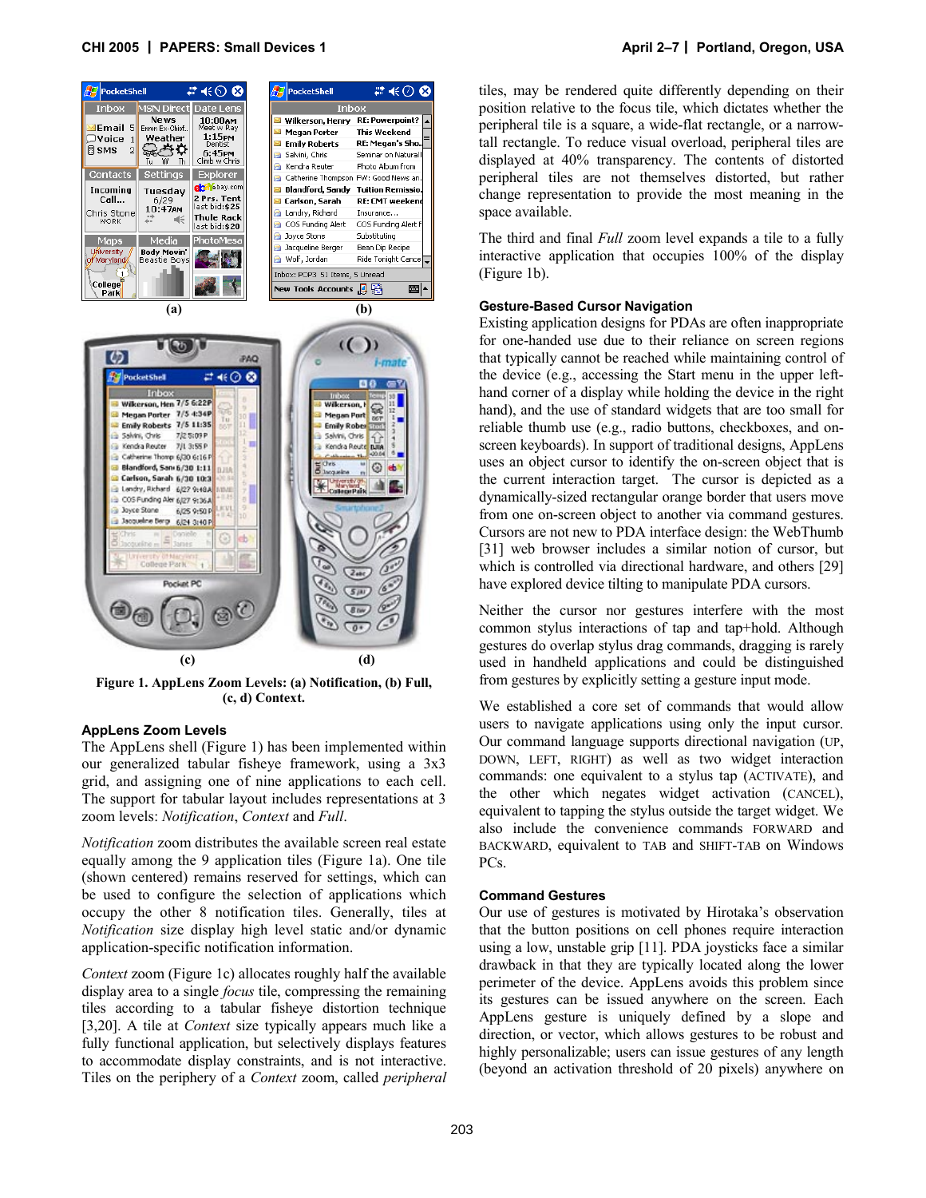Figure 1. AppLens Zoom Levels: (a) Notification, (b) Full, (c, d) Context.

### AppLens Zoom Levels

The AppLens shell (Figure 1) has been implemented within our generalized tabular fisheye framework, using a 3x3 grid, and assigning one of nine applications to each cell. The support for tabular layout includes representations at 3 zoom levels: *Notification*, *Context* and *Full*.

*Notification* zoom distributes the available screen real estate equally among the 9 application tiles (Figure 1a). One tile (shown centered) remains reserved for settings, which can be used to configure the selection of applications which occupy the other 8 notification tiles. Generally, tiles at *Notification* size display high level static and/or dynamic application-specific notification information.

*Context* zoom (Figure 1c) allocates roughly half the available display area to a single *focus* tile, compressing the remaining tiles according to a tabular fisheye distortion technique [3,20]. A tile at *Context* size typically appears much like a fully functional application, but selectively displays features to accommodate display constraints, and is not interactive. Tiles on the periphery of a *Context* zoom, called *peripheral* tiles, may be rendered quite differently depending on their position relative to the focus tile, which dictates whether the peripheral tile is a square, a wide-flat rectangle, or a narrow-tall rectangle. To reduce visual overload, peripheral tiles are displayed at 40% transparency. The contents of distorted peripheral tiles are not themselves distorted, but rather change representation to provide the most meaning in the space available.

The third and final *Full* zoom level expands a tile to a fully interactive application that occupies 100% of the display (Figure 1b).

### Gesture-Based Cursor Navigation

Existing application designs for PDAs are often inappropriate for one-handed use due to their reliance on screen regions that typically cannot be reached while maintaining control of the device (e.g., accessing the Start menu in the upper left-hand corner of a display while holding the device in the right hand), and the use of standard widgets that are too small for reliable thumb use (e.g., radio buttons, checkboxes, and on-screen keyboards). In support of traditional designs, AppLens uses an object cursor to identify the on-screen object that is the current interaction target. The cursor is depicted as a dynamically-sized rectangular orange border that users move from one on-screen object to another via command gestures. Cursors are not new to PDA interface design: the WebThumb [31] web browser includes a similar notion of cursor, but which is controlled via directional hardware, and others [29] have explored device tilting to manipulate PDA cursors.

Neither the cursor nor gestures interfere with the most common stylus interactions of tap and tap+hold. Although gestures do overlap stylus drag commands, dragging is rarely used in handheld applications and could be distinguished from gestures by explicitly setting a gesture input mode.

We established a core set of commands that would allow users to navigate applications using only the input cursor. Our command language supports directional navigation (UP, DOWN, LEFT, RIGHT) as well as two widget interaction commands: one equivalent to a stylus tap (ACTIVATE), and the other which negates widget activation (CANCEL), equivalent to tapping the stylus outside the target widget. We also include the convenience commands FORWARD and BACKWARD, equivalent to TAB and SHIFT-TAB on Windows PCs.

### Command Gestures

Our use of gestures is motivated by Hirotaka's observation that the button positions on cell phones require interaction using a low, unstable grip [11]. PDA joysticks face a similar drawback in that they are typically located along the lower perimeter of the device. AppLens avoids this problem since its gestures can be issued anywhere on the screen. Each AppLens gesture is uniquely defined by a slope and direction, or vector, which allows gestures to be robust and highly personalizable; users can issue gestures of any length (beyond an activation threshold of 20 pixels) anywhere on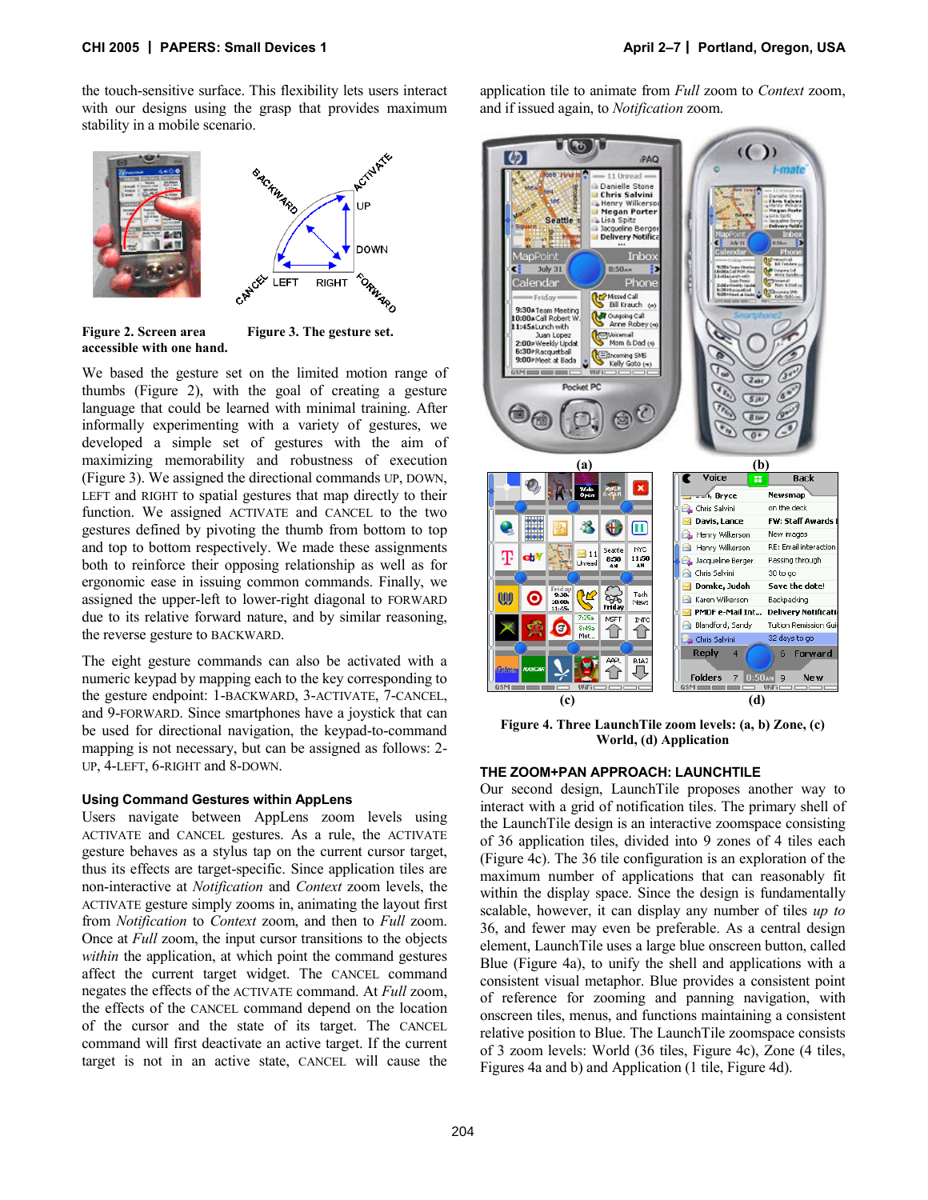the touch-sensitive surface. This flexibility lets users interact with our designs using the grasp that provides maximum stability in a mobile scenario.

**Figure 2. Screen area accessible with one hand.**

**Figure 3. The gesture set.**

We based the gesture set on the limited motion range of thumbs (Figure 2), with the goal of creating a gesture language that could be learned with minimal training. After informally experimenting with a variety of gestures, we developed a simple set of gestures with the aim of maximizing memorability and robustness of execution (Figure 3). We assigned the directional commands UP, DOWN, LEFT and RIGHT to spatial gestures that map directly to their function. We assigned ACTIVATE and CANCEL to the two gestures defined by pivoting the thumb from bottom to top and top to bottom respectively. We made these assignments both to reinforce their opposing relationship as well as for ergonomic ease in issuing common commands. Finally, we assigned the upper-left to lower-right diagonal to FORWARD due to its relative forward nature, and by similar reasoning, the reverse gesture to BACKWARD.

The eight gesture commands can also be activated with a numeric keypad by mapping each to the key corresponding to the gesture endpoint: 1-BACKWARD, 3-ACTIVATE, 7-CANCEL, and 9-FORWARD. Since smartphones have a joystick that can be used for directional navigation, the keypad-to-command mapping is not necessary, but can be assigned as follows: 2-UP, 4-LEFT, 6-RIGHT and 8-DOWN.

### Using Command Gestures within AppLens

Users navigate between AppLens zoom levels using ACTIVATE and CANCEL gestures. As a rule, the ACTIVATE gesture behaves as a stylus tap on the current cursor target, thus its effects are target-specific. Since application tiles are non-interactive at *Notification* and *Context* zoom levels, the ACTIVATE gesture simply zooms in, animating the layout first from *Notification* to *Context* zoom, and then to *Full* zoom. Once at *Full* zoom, the input cursor transitions to the objects *within* the application, at which point the command gestures affect the current target widget. The CANCEL command negates the effects of the ACTIVATE command. At *Full* zoom, the effects of the CANCEL command depend on the location of the cursor and the state of its target. The CANCEL command will first deactivate an active target. If the current target is not in an active state, CANCEL will cause the application tile to animate from *Full* zoom to *Context* zoom, and if issued again, to *Notification* zoom.

**Figure 4. Three LaunchTile zoom levels: (a, b) Zone, (c) World, (d) Application**

## THE ZOOM+PAN APPROACH: LAUNCHTILE

Our second design, LaunchTile proposes another way to interact with a grid of notification tiles. The primary shell of the LaunchTile design is an interactive zoomspace consisting of 36 application tiles, divided into 9 zones of 4 tiles each (Figure 4c). The 36 tile configuration is an exploration of the maximum number of applications that can reasonably fit within the display space. Since the design is fundamentally scalable, however, it can display any number of tiles *up to* 36, and fewer may even be preferable. As a central design element, LaunchTile uses a large blue onscreen button, called Blue (Figure 4a), to unify the shell and applications with a consistent visual metaphor. Blue provides a consistent point of reference for zooming and panning navigation, with onscreen tiles, menus, and functions maintaining a consistent relative position to Blue. The LaunchTile zoomspace consists of 3 zoom levels: World (36 tiles, Figure 4c), Zone (4 tiles, Figures 4a and b) and Application (1 tile, Figure 4d).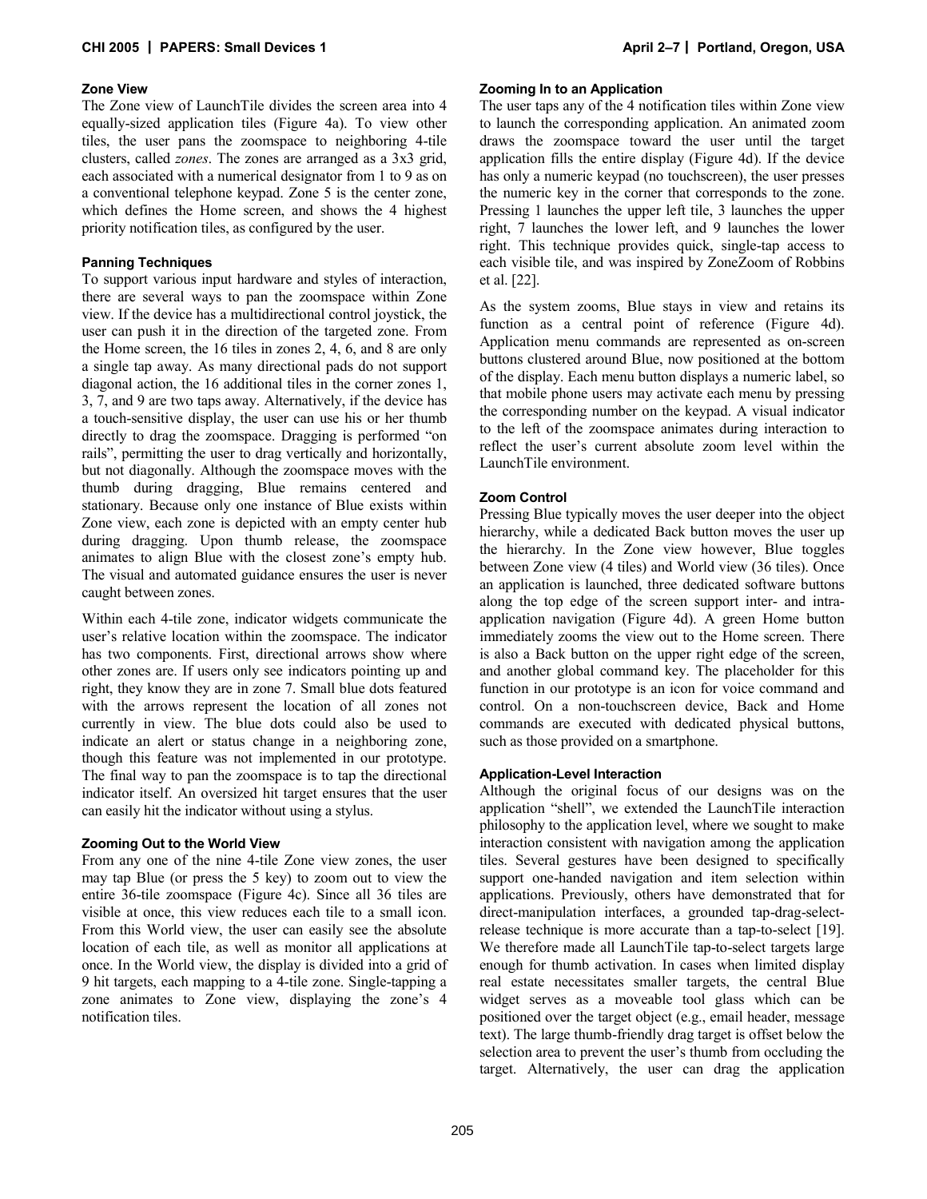### Zone View

The Zone view of LaunchTile divides the screen area into 4 equally-sized application tiles (Figure 4a). To view other tiles, the user pans the zoomspace to neighboring 4-tile clusters, called *zones*. The zones are arranged as a 3x3 grid, each associated with a numerical designator from 1 to 9 as on a conventional telephone keypad. Zone 5 is the center zone, which defines the Home screen, and shows the 4 highest priority notification tiles, as configured by the user.

### Panning Techniques

To support various input hardware and styles of interaction, there are several ways to pan the zoomspace within Zone view. If the device has a multidirectional control joystick, the user can push it in the direction of the targeted zone. From the Home screen, the 16 tiles in zones 2, 4, 6, and 8 are only a single tap away. As many directional pads do not support diagonal action, the 16 additional tiles in the corner zones 1, 3, 7, and 9 are two taps away. Alternatively, if the device has a touch-sensitive display, the user can use his or her thumb directly to drag the zoomspace. Dragging is performed "on rails", permitting the user to drag vertically and horizontally, but not diagonally. Although the zoomspace moves with the thumb during dragging, Blue remains centered and stationary. Because only one instance of Blue exists within Zone view, each zone is depicted with an empty center hub during dragging. Upon thumb release, the zoomspace animates to align Blue with the closest zone's empty hub. The visual and automated guidance ensures the user is never caught between zones.

Within each 4-tile zone, indicator widgets communicate the user's relative location within the zoomspace. The indicator has two components. First, directional arrows show where other zones are. If users only see indicators pointing up and right, they know they are in zone 7. Small blue dots featured with the arrows represent the location of all zones not currently in view. The blue dots could also be used to indicate an alert or status change in a neighboring zone, though this feature was not implemented in our prototype. The final way to pan the zoomspace is to tap the directional indicator itself. An oversized hit target ensures that the user can easily hit the indicator without using a stylus.

### Zooming Out to the World View

From any one of the nine 4-tile Zone view zones, the user may tap Blue (or press the 5 key) to zoom out to view the entire 36-tile zoomspace (Figure 4c). Since all 36 tiles are visible at once, this view reduces each tile to a small icon. From this World view, the user can easily see the absolute location of each tile, as well as monitor all applications at once. In the World view, the display is divided into a grid of 9 hit targets, each mapping to a 4-tile zone. Single-tapping a zone animates to Zone view, displaying the zone's 4 notification tiles.

### Zooming In to an Application

The user taps any of the 4 notification tiles within Zone view to launch the corresponding application. An animated zoom draws the zoomspace toward the user until the target application fills the entire display (Figure 4d). If the device has only a numeric keypad (no touchscreen), the user presses the numeric key in the corner that corresponds to the zone. Pressing 1 launches the upper left tile, 3 launches the upper right, 7 launches the lower left, and 9 launches the lower right. This technique provides quick, single-tap access to each visible tile, and was inspired by ZoneZoom of Robbins et al. [22].

As the system zooms, Blue stays in view and retains its function as a central point of reference (Figure 4d). Application menu commands are represented as on-screen buttons clustered around Blue, now positioned at the bottom of the display. Each menu button displays a numeric label, so that mobile phone users may activate each menu by pressing the corresponding number on the keypad. A visual indicator to the left of the zoomspace animates during interaction to reflect the user's current absolute zoom level within the LaunchTile environment.

### Zoom Control

Pressing Blue typically moves the user deeper into the object hierarchy, while a dedicated Back button moves the user up the hierarchy. In the Zone view however, Blue toggles between Zone view (4 tiles) and World view (36 tiles). Once an application is launched, three dedicated software buttons along the top edge of the screen support inter- and intra-application navigation (Figure 4d). A green Home button immediately zooms the view out to the Home screen. There is also a Back button on the upper right edge of the screen, and another global command key. The placeholder for this function in our prototype is an icon for voice command and control. On a non-touchscreen device, Back and Home commands are executed with dedicated physical buttons, such as those provided on a smartphone.

### Application-Level Interaction

Although the original focus of our designs was on the application "shell", we extended the LaunchTile interaction philosophy to the application level, where we sought to make interaction consistent with navigation among the application tiles. Several gestures have been designed to specifically support one-handed navigation and item selection within applications. Previously, others have demonstrated that for direct-manipulation interfaces, a grounded tap-drag-select-release technique is more accurate than a tap-to-select [19]. We therefore made all LaunchTile tap-to-select targets large enough for thumb activation. In cases when limited display real estate necessitates smaller targets, the central Blue widget serves as a moveable tool glass which can be positioned over the target object (e.g., email header, message text). The large thumb-friendly drag target is offset below the selection area to prevent the user's thumb from occluding the target. Alternatively, the user can drag the application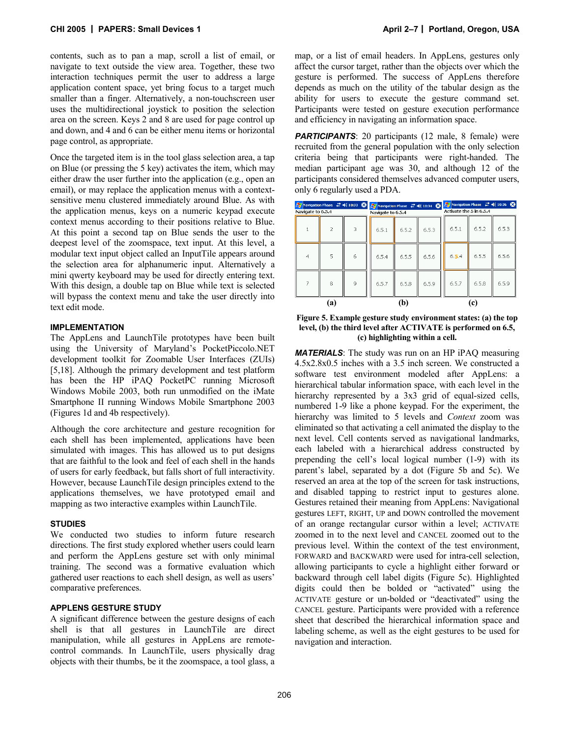contents, such as to pan a map, scroll a list of email, or navigate to text outside the view area. Together, these two interaction techniques permit the user to address a large application content space, yet bring focus to a target much smaller than a finger. Alternatively, a non-touchscreen user uses the multidirectional joystick to position the selection area on the screen. Keys 2 and 8 are used for page control up and down, and 4 and 6 can be either menu items or horizontal page control, as appropriate.

Once the targeted item is in the tool glass selection area, a tap on Blue (or pressing the 5 key) activates the item, which may either draw the user further into the application (e.g., open an email), or may replace the application menus with a context-sensitive menu clustered immediately around Blue. As with the application menus, keys on a numeric keypad execute context menus according to their positions relative to Blue. At this point a second tap on Blue sends the user to the deepest level of the zoomspace, text input. At this level, a modular text input object called an InputTile appears around the selection area for alphanumeric input. Alternatively a mini qwerty keyboard may be used for directly entering text. With this design, a double tap on Blue while text is selected will bypass the context menu and take the user directly into text edit mode.

### IMPLEMENTATION

The AppLens and LaunchTile prototypes have been built using the University of Maryland's PocketPiccolo.NET development toolkit for Zoomable User Interfaces (ZUIs) [5,18]. Although the primary development and test platform has been the HP iPAQ PocketPC running Microsoft Windows Mobile 2003, both run unmodified on the iMate Smartphone II running Windows Mobile Smartphone 2003 (Figures 1d and 4b respectively).

Although the core architecture and gesture recognition for each shell has been implemented, applications have been simulated with images. This has allowed us to put designs that are faithful to the look and feel of each shell in the hands of users for early feedback, but falls short of full interactivity. However, because LaunchTile design principles extend to the applications themselves, we have prototyped email and mapping as two interactive examples within LaunchTile.

### STUDIES

We conducted two studies to inform future research directions. The first study explored whether users could learn and perform the AppLens gesture set with only minimal training. The second was a formative evaluation which gathered user reactions to each shell design, as well as users' comparative preferences.

### APPLENS GESTURE STUDY

A significant difference between the gesture designs of each shell is that all gestures in LaunchTile are direct manipulation, while all gestures in AppLens are remote-control commands. In LaunchTile, users physically drag objects with their thumbs, be it the zoomspace, a tool glass, a map, or a list of email headers. In AppLens, gestures only affect the cursor target, rather than the objects over which the gesture is performed. The success of AppLens therefore depends as much on the utility of the tabular design as the ability for users to execute the gesture command set. Participants were tested on gesture execution performance and efficiency in navigating an information space.

***PARTICIPANTS***: 20 participants (12 male, 8 female) were recruited from the general population with the only selection criteria being that participants were right-handed. The median participant age was 30, and although 12 of the participants considered themselves advanced computer users, only 6 regularly used a PDA.

**Figure 5. Example gesture study environment states: (a) the top level, (b) the third level after ACTIVATE is performed on 6.5, (c) highlighting within a cell.**

***MATERIALS***: The study was run on an HP iPAQ measuring 4.5x2.8x0.5 inches with a 3.5 inch screen. We constructed a software test environment modeled after AppLens: a hierarchical tabular information space, with each level in the hierarchy represented by a 3x3 grid of equal-sized cells, numbered 1-9 like a phone keypad. For the experiment, the hierarchy was limited to 5 levels and *Context* zoom was eliminated so that activating a cell animated the display to the next level. Cell contents served as navigational landmarks, each labeled with a hierarchical address constructed by prepending the cell's local logical number (1-9) with its parent's label, separated by a dot (Figure 5b and 5c). We reserved an area at the top of the screen for task instructions, and disabled tapping to restrict input to gestures alone. Gestures retained their meaning from AppLens: Navigational gestures LEFT, RIGHT, UP and DOWN controlled the movement of an orange rectangular cursor within a level; ACTIVATE zoomed in to the next level and CANCEL zoomed out to the previous level. Within the context of the test environment, FORWARD and BACKWARD were used for intra-cell selection, allowing participants to cycle a highlight either forward or backward through cell label digits (Figure 5c). Highlighted digits could then be bolded or "activated" using the ACTIVATE gesture or un-bolded or "deactivated" using the CANCEL gesture. Participants were provided with a reference sheet that described the hierarchical information space and labeling scheme, as well as the eight gestures to be used for navigation and interaction.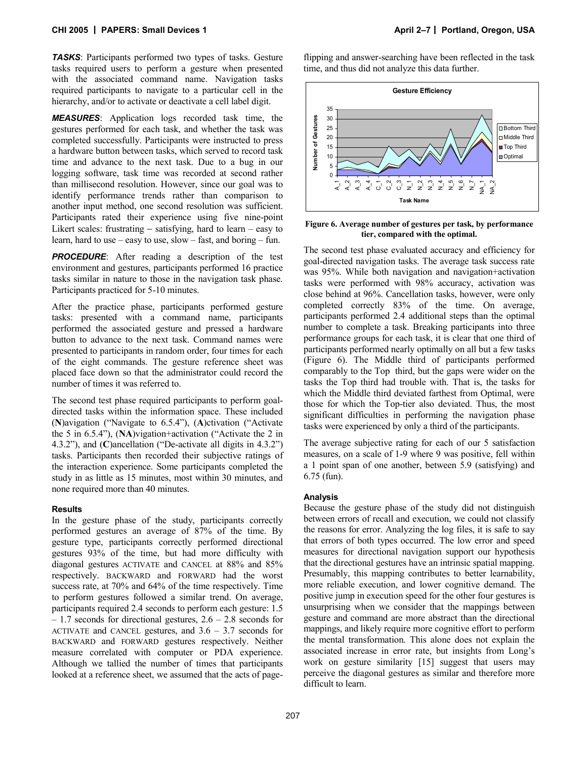***TASKS***: Participants performed two types of tasks. Gesture tasks required users to perform a gesture when presented with the associated command name. Navigation tasks required participants to navigate to a particular cell in the hierarchy, and/or to activate or deactivate a cell label digit.

***MEASURES***: Application logs recorded task time, the gestures performed for each task, and whether the task was completed successfully. Participants were instructed to press a hardware button between tasks, which served to record task time and advance to the next task. Due to a bug in our logging software, task time was recorded at second rather than millisecond resolution. However, since our goal was to identify performance trends rather than comparison to another input method, one second resolution was sufficient. Participants rated their experience using five nine-point Likert scales: frustrating – satisfying, hard to learn – easy to learn, hard to use – easy to use, slow – fast, and boring – fun.

***PROCEDURE***: After reading a description of the test environment and gestures, participants performed 16 practice tasks similar in nature to those in the navigation task phase. Participants practiced for 5-10 minutes.

After the practice phase, participants performed gesture tasks: presented with a command name, participants performed the associated gesture and pressed a hardware button to advance to the next task. Command names were presented to participants in random order, four times for each of the eight commands. The gesture reference sheet was placed face down so that the administrator could record the number of times it was referred to.

The second test phase required participants to perform goal-directed tasks within the information space. These included (**N**)avigation ("Navigate to 6.5.4"), (**A**)ctivation ("Activate the 5 in 6.5.4"), (**NA**)vigation+activation ("Activate the 2 in 4.3.2"), and (**C**)ancellation ("De-activate all digits in 4.3.2") tasks. Participants then recorded their subjective ratings of the interaction experience. Some participants completed the study in as little as 15 minutes, most within 30 minutes, and none required more than 40 minutes.

#### Results

In the gesture phase of the study, participants correctly performed gestures an average of 87% of the time. By gesture type, participants correctly performed directional gestures 93% of the time, but had more difficulty with diagonal gestures ACTIVATE and CANCEL at 88% and 85% respectively. BACKWARD and FORWARD had the worst success rate, at 70% and 64% of the time respectively. Time to perform gestures followed a similar trend. On average, participants required 2.4 seconds to perform each gesture: 1.5 – 1.7 seconds for directional gestures, 2.6 – 2.8 seconds for ACTIVATE and CANCEL gestures, and 3.6 – 3.7 seconds for BACKWARD and FORWARD gestures respectively. Neither measure correlated with computer or PDA experience. Although we tallied the number of times that participants looked at a reference sheet, we assumed that the acts of page-flipping and answer-searching have been reflected in the task time, and thus did not analyze this data further.

**Figure 6. Average number of gestures per task, by performance tier, compared with the optimal.**

The second test phase evaluated accuracy and efficiency for goal-directed navigation tasks. The average task success rate was 95%. While both navigation and navigation+activation tasks were performed with 98% accuracy, activation was close behind at 96%. Cancellation tasks, however, were only completed correctly 83% of the time. On average, participants performed 2.4 additional steps than the optimal number to complete a task. Breaking participants into three performance groups for each task, it is clear that one third of participants performed nearly optimally on all but a few tasks (Figure 6). The Middle third of participants performed comparably to the Top third, but the gaps were wider on the tasks the Top third had trouble with. That is, the tasks for which the Middle third deviated farthest from Optimal, were those for which the Top-tier also deviated. Thus, the most significant difficulties in performing the navigation phase tasks were experienced by only a third of the participants.

The average subjective rating for each of our 5 satisfaction measures, on a scale of 1-9 where 9 was positive, fell within a 1 point span of one another, between 5.9 (satisfying) and 6.75 (fun).

#### Analysis

Because the gesture phase of the study did not distinguish between errors of recall and execution, we could not classify the reasons for error. Analyzing the log files, it is safe to say that errors of both types occurred. The low error and speed measures for directional navigation support our hypothesis that the directional gestures have an intrinsic spatial mapping. Presumably, this mapping contributes to better learnability, more reliable execution, and lower cognitive demand. The positive jump in execution speed for the other four gestures is unsurprising when we consider that the mappings between gesture and command are more abstract than the directional mappings, and likely require more cognitive effort to perform the mental transformation. This alone does not explain the associated increase in error rate, but insights from Long's work on gesture similarity [15] suggest that users may perceive the diagonal gestures as similar and therefore more difficult to learn.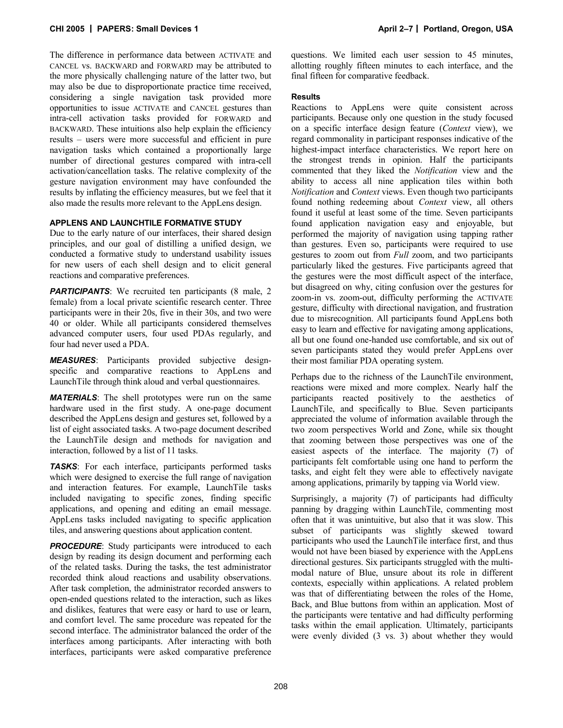The difference in performance data between ACTIVATE and CANCEL vs. BACKWARD and FORWARD may be attributed to the more physically challenging nature of the latter two, but may also be due to disproportionate practice time received, considering a single navigation task provided more opportunities to issue ACTIVATE and CANCEL gestures than intra-cell activation tasks provided for FORWARD and BACKWARD. These intuitions also help explain the efficiency results – users were more successful and efficient in pure navigation tasks which contained a proportionally large number of directional gestures compared with intra-cell activation/cancellation tasks. The relative complexity of the gesture navigation environment may have confounded the results by inflating the efficiency measures, but we feel that it also made the results more relevant to the AppLens design.

## APPLENS AND LAUNCHTILE FORMATIVE STUDY

Due to the early nature of our interfaces, their shared design principles, and our goal of distilling a unified design, we conducted a formative study to understand usability issues for new users of each shell design and to elicit general reactions and comparative preferences.

***PARTICIPANTS***: We recruited ten participants (8 male, 2 female) from a local private scientific research center. Three participants were in their 20s, five in their 30s, and two were 40 or older. While all participants considered themselves advanced computer users, four used PDAs regularly, and four had never used a PDA.

***MEASURES***: Participants provided subjective design-specific and comparative reactions to AppLens and LaunchTile through think aloud and verbal questionnaires.

***MATERIALS***: The shell prototypes were run on the same hardware used in the first study. A one-page document described the AppLens design and gestures set, followed by a list of eight associated tasks. A two-page document described the LaunchTile design and methods for navigation and interaction, followed by a list of 11 tasks.

***TASKS***: For each interface, participants performed tasks which were designed to exercise the full range of navigation and interaction features. For example, LaunchTile tasks included navigating to specific zones, finding specific applications, and opening and editing an email message. AppLens tasks included navigating to specific application tiles, and answering questions about application content.

***PROCEDURE***: Study participants were introduced to each design by reading its design document and performing each of the related tasks. During the tasks, the test administrator recorded think aloud reactions and usability observations. After task completion, the administrator recorded answers to open-ended questions related to the interaction, such as likes and dislikes, features that were easy or hard to use or learn, and comfort level. The same procedure was repeated for the second interface. The administrator balanced the order of the interfaces among participants. After interacting with both interfaces, participants were asked comparative preference questions. We limited each user session to 45 minutes, allotting roughly fifteen minutes to each interface, and the final fifteen for comparative feedback.

### Results

Reactions to AppLens were quite consistent across participants. Because only one question in the study focused on a specific interface design feature (*Context* view), we regard commonality in participant responses indicative of the highest-impact interface characteristics. We report here on the strongest trends in opinion. Half the participants commented that they liked the *Notification* view and the ability to access all nine application tiles within both *Notification* and *Context* views. Even though two participants found nothing redeeming about *Context* view, all others found it useful at least some of the time. Seven participants found application navigation easy and enjoyable, but performed the majority of navigation using tapping rather than gestures. Even so, participants were required to use gestures to zoom out from *Full* zoom, and two participants particularly liked the gestures. Five participants agreed that the gestures were the most difficult aspect of the interface, but disagreed on why, citing confusion over the gestures for zoom-in vs. zoom-out, difficulty performing the ACTIVATE gesture, difficulty with directional navigation, and frustration due to misrecognition. All participants found AppLens both easy to learn and effective for navigating among applications, all but one found one-handed use comfortable, and six out of seven participants stated they would prefer AppLens over their most familiar PDA operating system.

Perhaps due to the richness of the LaunchTile environment, reactions were mixed and more complex. Nearly half the participants reacted positively to the aesthetics of LaunchTile, and specifically to Blue. Seven participants appreciated the volume of information available through the two zoom perspectives World and Zone, while six thought that zooming between those perspectives was one of the easiest aspects of the interface. The majority (7) of participants felt comfortable using one hand to perform the tasks, and eight felt they were able to effectively navigate among applications, primarily by tapping via World view.

Surprisingly, a majority (7) of participants had difficulty panning by dragging within LaunchTile, commenting most often that it was unintuitive, but also that it was slow. This subset of participants was slightly skewed toward participants who used the LaunchTile interface first, and thus would not have been biased by experience with the AppLens directional gestures. Six participants struggled with the multi-modal nature of Blue, unsure about its role in different contexts, especially within applications. A related problem was that of differentiating between the roles of the Home, Back, and Blue buttons from within an application. Most of the participants were tentative and had difficulty performing tasks within the email application. Ultimately, participants were evenly divided (3 vs. 3) about whether they would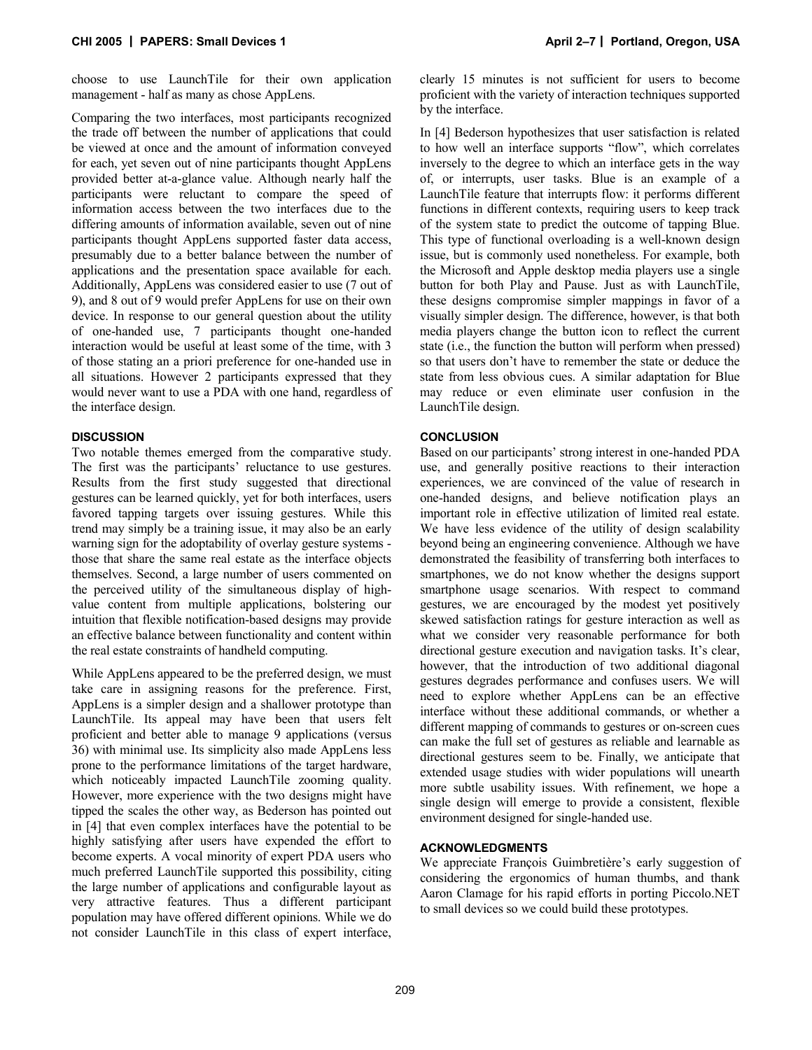choose to use LaunchTile for their own application management - half as many as chose AppLens.

Comparing the two interfaces, most participants recognized the trade off between the number of applications that could be viewed at once and the amount of information conveyed for each, yet seven out of nine participants thought AppLens provided better at-a-glance value. Although nearly half the participants were reluctant to compare the speed of information access between the two interfaces due to the differing amounts of information available, seven out of nine participants thought AppLens supported faster data access, presumably due to a better balance between the number of applications and the presentation space available for each. Additionally, AppLens was considered easier to use (7 out of 9), and 8 out of 9 would prefer AppLens for use on their own device. In response to our general question about the utility of one-handed use, 7 participants thought one-handed interaction would be useful at least some of the time, with 3 of those stating an a priori preference for one-handed use in all situations. However 2 participants expressed that they would never want to use a PDA with one hand, regardless of the interface design.

## DISCUSSION

Two notable themes emerged from the comparative study. The first was the participants' reluctance to use gestures. Results from the first study suggested that directional gestures can be learned quickly, yet for both interfaces, users favored tapping targets over issuing gestures. While this trend may simply be a training issue, it may also be an early warning sign for the adoptability of overlay gesture systems - those that share the same real estate as the interface objects themselves. Second, a large number of users commented on the perceived utility of the simultaneous display of high-value content from multiple applications, bolstering our intuition that flexible notification-based designs may provide an effective balance between functionality and content within the real estate constraints of handheld computing.

While AppLens appeared to be the preferred design, we must take care in assigning reasons for the preference. First, AppLens is a simpler design and a shallower prototype than LaunchTile. Its appeal may have been that users felt proficient and better able to manage 9 applications (versus 36) with minimal use. Its simplicity also made AppLens less prone to the performance limitations of the target hardware, which noticeably impacted LaunchTile zooming quality. However, more experience with the two designs might have tipped the scales the other way, as Bederson has pointed out in [4] that even complex interfaces have the potential to be highly satisfying after users have expended the effort to become experts. A vocal minority of expert PDA users who much preferred LaunchTile supported this possibility, citing the large number of applications and configurable layout as very attractive features. Thus a different participant population may have offered different opinions. While we do not consider LaunchTile in this class of expert interface, clearly 15 minutes is not sufficient for users to become proficient with the variety of interaction techniques supported by the interface.

In [4] Bederson hypothesizes that user satisfaction is related to how well an interface supports "flow", which correlates inversely to the degree to which an interface gets in the way of, or interrupts, user tasks. Blue is an example of a LaunchTile feature that interrupts flow: it performs different functions in different contexts, requiring users to keep track of the system state to predict the outcome of tapping Blue. This type of functional overloading is a well-known design issue, but is commonly used nonetheless. For example, both the Microsoft and Apple desktop media players use a single button for both Play and Pause. Just as with LaunchTile, these designs compromise simpler mappings in favor of a visually simpler design. The difference, however, is that both media players change the button icon to reflect the current state (i.e., the function the button will perform when pressed) so that users don't have to remember the state or deduce the state from less obvious cues. A similar adaptation for Blue may reduce or even eliminate user confusion in the LaunchTile design.

## CONCLUSION

Based on our participants' strong interest in one-handed PDA use, and generally positive reactions to their interaction experiences, we are convinced of the value of research in one-handed designs, and believe notification plays an important role in effective utilization of limited real estate. We have less evidence of the utility of design scalability beyond being an engineering convenience. Although we have demonstrated the feasibility of transferring both interfaces to smartphones, we do not know whether the designs support smartphone usage scenarios. With respect to command gestures, we are encouraged by the modest yet positively skewed satisfaction ratings for gesture interaction as well as what we consider very reasonable performance for both directional gesture execution and navigation tasks. It's clear, however, that the introduction of two additional diagonal gestures degrades performance and confuses users. We will need to explore whether AppLens can be an effective interface without these additional commands, or whether a different mapping of commands to gestures or on-screen cues can make the full set of gestures as reliable and learnable as directional gestures seem to be. Finally, we anticipate that extended usage studies with wider populations will unearth more subtle usability issues. With refinement, we hope a single design will emerge to provide a consistent, flexible environment designed for single-handed use.

## ACKNOWLEDGMENTS

We appreciate François Guimbretière's early suggestion of considering the ergonomics of human thumbs, and thank Aaron Clamage for his rapid efforts in porting Piccolo.NET to small devices so we could build these prototypes.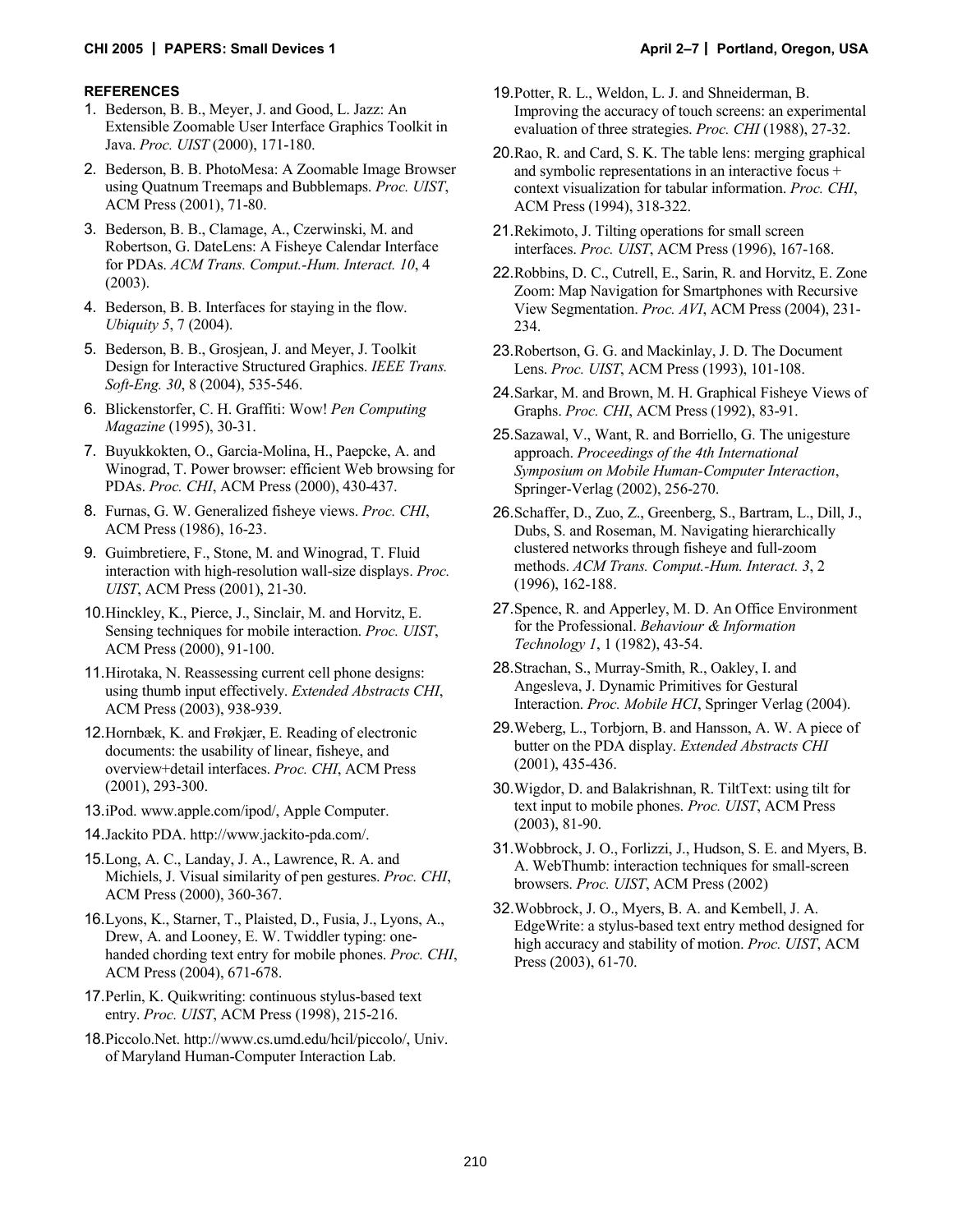## REFERENCES

1. Bederson, B. B., Meyer, J. and Good, L. Jazz: An Extensible Zoomable User Interface Graphics Toolkit in Java. *Proc. UIST* (2000), 171-180.
2. Bederson, B. B. PhotoMesa: A Zoomable Image Browser using Quatnum Treemaps and Bubblemaps. *Proc. UIST*, ACM Press (2001), 71-80.
3. Bederson, B. B., Clamage, A., Czerwinski, M. and Robertson, G. DateLens: A Fisheye Calendar Interface for PDAs. *ACM Trans. Comput.-Hum. Interact. 10*, 4 (2003).
4. Bederson, B. B. Interfaces for staying in the flow. *Ubiquity 5*, 7 (2004).
5. Bederson, B. B., Grosjean, J. and Meyer, J. Toolkit Design for Interactive Structured Graphics. *IEEE Trans. Soft-Eng. 30*, 8 (2004), 535-546.
6. Blickenstorfer, C. H. Graffiti: Wow! *Pen Computing Magazine* (1995), 30-31.
7. Buyukkokten, O., Garcia-Molina, H., Paepcke, A. and Winograd, T. Power browser: efficient Web browsing for PDAs. *Proc. CHI*, ACM Press (2000), 430-437.
8. Furnas, G. W. Generalized fisheye views. *Proc. CHI*, ACM Press (1986), 16-23.
9. Guimbretiere, F., Stone, M. and Winograd, T. Fluid interaction with high-resolution wall-size displays. *Proc. UIST*, ACM Press (2001), 21-30.
10. Hinckley, K., Pierce, J., Sinclair, M. and Horvitz, E. Sensing techniques for mobile interaction. *Proc. UIST*, ACM Press (2000), 91-100.
11. Hirotaka, N. Reassessing current cell phone designs: using thumb input effectively. *Extended Abstracts CHI*, ACM Press (2003), 938-939.
12. Hornbæk, K. and Frøkjær, E. Reading of electronic documents: the usability of linear, fisheye, and overview+detail interfaces. *Proc. CHI*, ACM Press (2001), 293-300.
13. iPod. www.apple.com/ipod/, Apple Computer.
14. Jackito PDA. http://www.jackito-pda.com/.
15. Long, A. C., Landay, J. A., Lawrence, R. A. and Michiels, J. Visual similarity of pen gestures. *Proc. CHI*, ACM Press (2000), 360-367.
16. Lyons, K., Starner, T., Plaisted, D., Fusia, J., Lyons, A., Drew, A. and Looney, E. W. Twiddler typing: one-handed chording text entry for mobile phones. *Proc. CHI*, ACM Press (2004), 671-678.
17. Perlin, K. Quikwriting: continuous stylus-based text entry. *Proc. UIST*, ACM Press (1998), 215-216.
18. Piccolo.Net. http://www.cs.umd.edu/hcil/piccolo/, Univ. of Maryland Human-Computer Interaction Lab.
19. Potter, R. L., Weldon, L. J. and Shneiderman, B. Improving the accuracy of touch screens: an experimental evaluation of three strategies. *Proc. CHI* (1988), 27-32.
20. Rao, R. and Card, S. K. The table lens: merging graphical and symbolic representations in an interactive focus + context visualization for tabular information. *Proc. CHI*, ACM Press (1994), 318-322.
21. Rekimoto, J. Tilting operations for small screen interfaces. *Proc. UIST*, ACM Press (1996), 167-168.
22. Robbins, D. C., Cutrell, E., Sarin, R. and Horvitz, E. Zone Zoom: Map Navigation for Smartphones with Recursive View Segmentation. *Proc. AVI*, ACM Press (2004), 231-234.
23. Robertson, G. G. and Mackinlay, J. D. The Document Lens. *Proc. UIST*, ACM Press (1993), 101-108.
24. Sarkar, M. and Brown, M. H. Graphical Fisheye Views of Graphs. *Proc. CHI*, ACM Press (1992), 83-91.
25. Sazawal, V., Want, R. and Borriello, G. The unigesture approach. *Proceedings of the 4th International Symposium on Mobile Human-Computer Interaction*, Springer-Verlag (2002), 256-270.
26. Schaffer, D., Zuo, Z., Greenberg, S., Bartram, L., Dill, J., Dubs, S. and Roseman, M. Navigating hierarchically clustered networks through fisheye and full-zoom methods. *ACM Trans. Comput.-Hum. Interact. 3*, 2 (1996), 162-188.
27. Spence, R. and Apperley, M. D. An Office Environment for the Professional. *Behaviour & Information Technology 1*, 1 (1982), 43-54.
28. Strachan, S., Murray-Smith, R., Oakley, I. and Angesleva, J. Dynamic Primitives for Gestural Interaction. *Proc. Mobile HCI*, Springer Verlag (2004).
29. Weberg, L., Torbjorn, B. and Hansson, A. W. A piece of butter on the PDA display. *Extended Abstracts CHI* (2001), 435-436.
30. Wigdor, D. and Balakrishnan, R. TiltText: using tilt for text input to mobile phones. *Proc. UIST*, ACM Press (2003), 81-90.
31. Wobbrock, J. O., Forlizzi, J., Hudson, S. E. and Myers, B. A. WebThumb: interaction techniques for small-screen browsers. *Proc. UIST*, ACM Press (2002)
32. Wobbrock, J. O., Myers, B. A. and Kembell, J. A. EdgeWrite: a stylus-based text entry method designed for high accuracy and stability of motion. *Proc. UIST*, ACM Press (2003), 61-70.